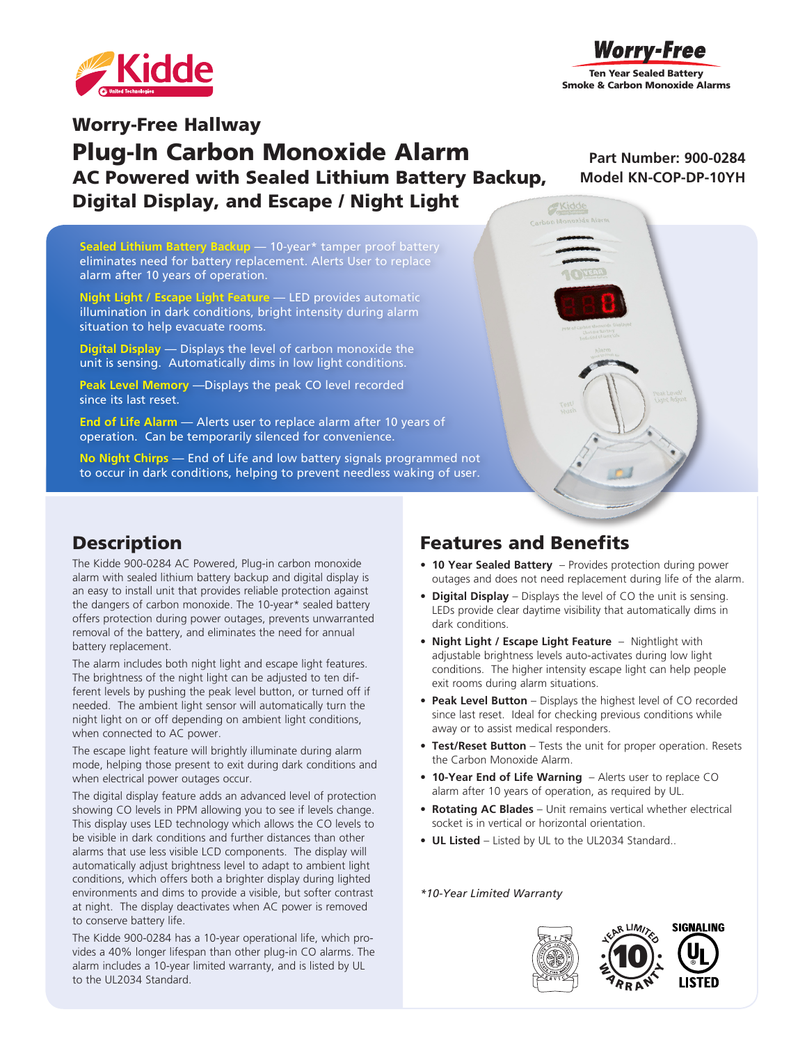Kidde

**Worry-Free**
Ten Year Sealed Battery
Smoke & Carbon Monoxide Alarms

## Worry-Free Hallway

# Plug-In Carbon Monoxide Alarm

## AC Powered with Sealed Lithium Battery Backup, Digital Display, and Escape / Night Light

**Part Number: 900-0284**
**Model KN-COP-DP-10YH**

**Sealed Lithium Battery Backup** — 10-year* tamper proof battery eliminates need for battery replacement. Alerts User to replace alarm after 10 years of operation.

**Night Light / Escape Light Feature** — LED provides automatic illumination in dark conditions, bright intensity during alarm situation to help evacuate rooms.

**Digital Display** — Displays the level of carbon monoxide the unit is sensing. Automatically dims in low light conditions.

**Peak Level Memory** —Displays the peak CO level recorded since its last reset.

**End of Life Alarm** — Alerts user to replace alarm after 10 years of operation. Can be temporarily silenced for convenience.

**No Night Chirps** — End of Life and low battery signals programmed not to occur in dark conditions, helping to prevent needless waking of user.

## Description

The Kidde 900-0284 AC Powered, Plug-in carbon monoxide alarm with sealed lithium battery backup and digital display is an easy to install unit that provides reliable protection against the dangers of carbon monoxide. The 10-year* sealed battery offers protection during power outages, prevents unwarranted removal of the battery, and eliminates the need for annual battery replacement.

The alarm includes both night light and escape light features. The brightness of the night light can be adjusted to ten different levels by pushing the peak level button, or turned off if needed. The ambient light sensor will automatically turn the night light on or off depending on ambient light conditions, when connected to AC power.

The escape light feature will brightly illuminate during alarm mode, helping those present to exit during dark conditions and when electrical power outages occur.

The digital display feature adds an advanced level of protection showing CO levels in PPM allowing you to see if levels change. This display uses LED technology which allows the CO levels to be visible in dark conditions and further distances than other alarms that use less visible LCD components. The display will automatically adjust brightness level to adapt to ambient light conditions, which offers both a brighter display during lighted environments and dims to provide a visible, but softer contrast at night. The display deactivates when AC power is removed to conserve battery life.

The Kidde 900-0284 has a 10-year operational life, which provides a 40% longer lifespan than other plug-in CO alarms. The alarm includes a 10-year limited warranty, and is listed by UL to the UL2034 Standard.

## Features and Benefits

- **10 Year Sealed Battery** – Provides protection during power outages and does not need replacement during life of the alarm.
- **Digital Display** – Displays the level of CO the unit is sensing. LEDs provide clear daytime visibility that automatically dims in dark conditions.
- **Night Light / Escape Light Feature** – Nightlight with adjustable brightness levels auto-activates during low light conditions. The higher intensity escape light can help people exit rooms during alarm situations.
- **Peak Level Button** – Displays the highest level of CO recorded since last reset. Ideal for checking previous conditions while away or to assist medical responders.
- **Test/Reset Button** – Tests the unit for proper operation. Resets the Carbon Monoxide Alarm.
- **10-Year End of Life Warning** – Alerts user to replace CO alarm after 10 years of operation, as required by UL.
- **Rotating AC Blades** – Unit remains vertical whether electrical socket is in vertical or horizontal orientation.
- **UL Listed** – Listed by UL to the UL2034 Standard..

*\*10-Year Limited Warranty*

10 YEAR LIMITED WARRANTY

SIGNALING UL LISTED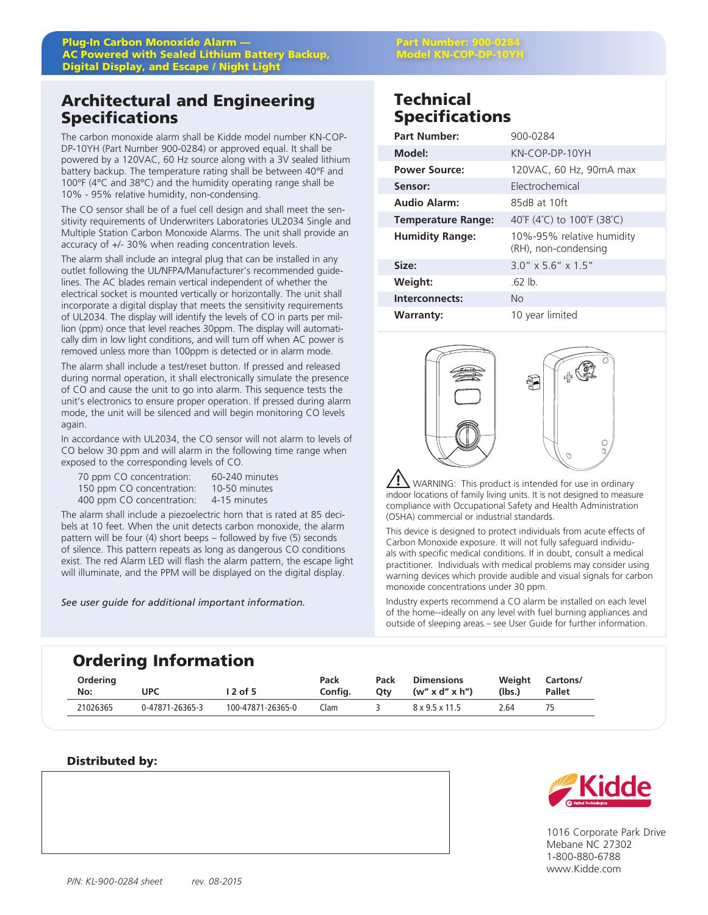**Plug-In Carbon Monoxide Alarm — AC Powered with Sealed Lithium Battery Backup, Digital Display, and Escape / Night Light**

**Part Number: 900-0284**
**Model KN-COP-DP-10YH**

## Architectural and Engineering Specifications

The carbon monoxide alarm shall be Kidde model number KN-COP-DP-10YH (Part Number 900-0284) or approved equal. It shall be powered by a 120VAC, 60 Hz source along with a 3V sealed lithium battery backup. The temperature rating shall be between 40°F and 100°F (4°C and 38°C) and the humidity operating range shall be 10% - 95% relative humidity, non-condensing.

The CO sensor shall be of a fuel cell design and shall meet the sensitivity requirements of Underwriters Laboratories UL2034 Single and Multiple Station Carbon Monoxide Alarms. The unit shall provide an accuracy of +/- 30% when reading concentration levels.

The alarm shall include an integral plug that can be installed in any outlet following the UL/NFPA/Manufacturer's recommended guidelines. The AC blades remain vertical independent of whether the electrical socket is mounted vertically or horizontally. The unit shall incorporate a digital display that meets the sensitivity requirements of UL2034. The display will identify the levels of CO in parts per million (ppm) once that level reaches 30ppm. The display will automatically dim in low light conditions, and will turn off when AC power is removed unless more than 100ppm is detected or in alarm mode.

The alarm shall include a test/reset button. If pressed and released during normal operation, it shall electronically simulate the presence of CO and cause the unit to go into alarm. This sequence tests the unit's electronics to ensure proper operation. If pressed during alarm mode, the unit will be silenced and will begin monitoring CO levels again.

In accordance with UL2034, the CO sensor will not alarm to levels of CO below 30 ppm and will alarm in the following time range when exposed to the corresponding levels of CO.

| | |
|---|---|
| 70 ppm CO concentration: | 60-240 minutes |
| 150 ppm CO concentration: | 10-50 minutes |
| 400 ppm CO concentration: | 4-15 minutes |

The alarm shall include a piezoelectric horn that is rated at 85 decibels at 10 feet. When the unit detects carbon monoxide, the alarm pattern will be four (4) short beeps – followed by five (5) seconds of silence. This pattern repeats as long as dangerous CO conditions exist. The red Alarm LED will flash the alarm pattern, the escape light will illuminate, and the PPM will be displayed on the digital display.

*See user guide for additional important information.*

## Technical Specifications

| | |
|---|---|
| **Part Number:** | 900-0284 |
| **Model:** | KN-COP-DP-10YH |
| **Power Source:** | 120VAC, 60 Hz, 90mA max |
| **Sensor:** | Electrochemical |
| **Audio Alarm:** | 85dB at 10ft |
| **Temperature Range:** | 40˚F (4˚C) to 100˚F (38˚C) |
| **Humidity Range:** | 10%-95% relative humidity (RH), non-condensing |
| **Size:** | 3.0" x 5.6" x 1.5" |
| **Weight:** | .62 lb. |
| **Interconnects:** | No |
| **Warranty:** | 10 year limited |

WARNING: This product is intended for use in ordinary indoor locations of family living units. It is not designed to measure compliance with Occupational Safety and Health Administration (OSHA) commercial or industrial standards.

This device is designed to protect individuals from acute effects of Carbon Monoxide exposure. It will not fully safeguard individuals with specific medical conditions. If in doubt, consult a medical practitioner. Individuals with medical problems may consider using warning devices which provide audible and visual signals for carbon monoxide concentrations under 30 ppm.

Industry experts recommend a CO alarm be installed on each level of the home--ideally on any level with fuel burning appliances and outside of sleeping areas.– see User Guide for further information.

## Ordering Information

| Ordering No: | UPC | I 2 of 5 | Pack Config. | Pack Qty | Dimensions (w" x d" x h") | Weight (lbs.) | Cartons/ Pallet |
|---|---|---|---|---|---|---|---|
| 21026365 | 0-47871-26365-3 | 100-47871-26365-0 | Clam | 3 | 8 x 9.5 x 11.5 | 2.64 | 75 |

**Distributed by:**

Kidde
United Technologies

1016 Corporate Park Drive
Mebane NC 27302
1-800-880-6788
www.Kidde.com

P/N: KL-900-0284 sheet rev. 08-2015